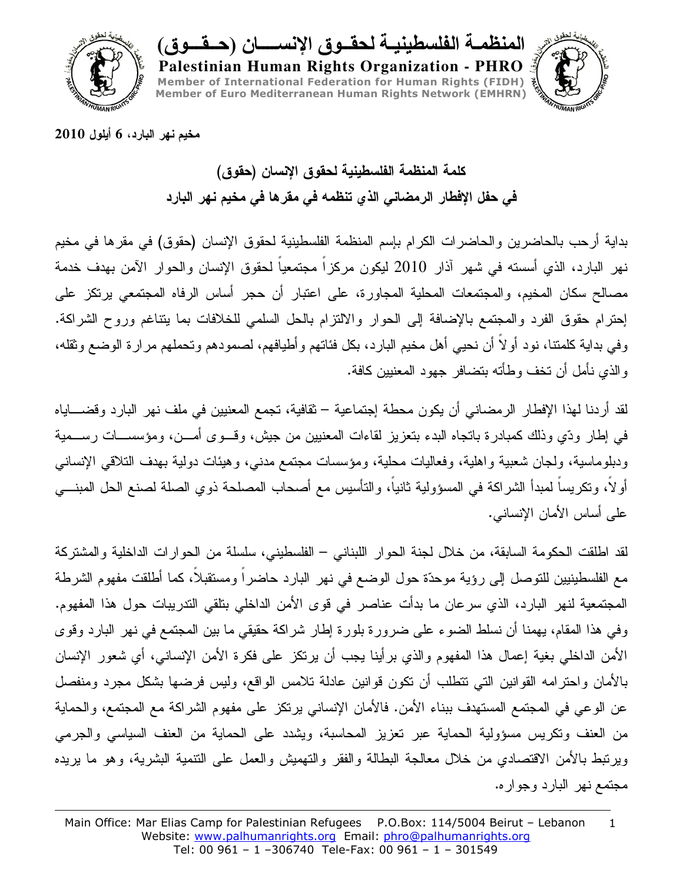# المنظمة الفلسطينية لحقوق الإنسان (حقوق)

**Palestinian Human Rights Organization - PHRO**

Member of International Federation for Human Rights (FIDH)
Member of Euro Mediterranean Human Rights Network (EMHRN)

**مخيم نهر البارد، 6 أيلول 2010**

## كلمة المنظمة الفلسطينية لحقوق الإنسان (حقوق)
## في حفل الإفطار الرمضاني الذي تنظمه في مقرها في مخيم نهر البارد

بداية أرحب بالحاضرين والحاضرات الكرام بإسم المنظمة الفلسطينية لحقوق الإنسان (حقوق) في مقرها في مخيم نهر البارد، الذي أسسته في شهر آذار 2010 ليكون مركزاً مجتمعياً لحقوق الإنسان والحوار الآمن بهدف خدمة مصالح سكان المخيم، والمجتمعات المحلية المجاورة، على اعتبار أن حجر أساس الرفاه المجتمعي يرتكز على إحترام حقوق الفرد والمجتمع بالإضافة إلى الحوار والالتزام بالحل السلمي للخلافات بما يتناغم وروح الشراكة. وفي بداية كلمتنا، نود أولاً أن نحيي أهل مخيم البارد، بكل فئاتهم وأطيافهم، لصمودهم وتحملهم مرارة الوضع وثقله، والذي نأمل أن تخف وطأته بتضافر جهود المعنيين كافة.

لقد أردنا لهذا الإفطار الرمضاني أن يكون محطة إجتماعية – ثقافية، تجمع المعنيين في ملف نهر البارد وقضاياه في إطار ودّي وذلك كمبادرة باتجاه البدء بتعزيز لقاءات المعنيين من جيش، وقوى أمن، ومؤسسات رسمية ودبلوماسية، ولجان شعبية واهلية، وفعاليات محلية، ومؤسسات مجتمع مدني، وهيئات دولية بهدف التلاقي الإنساني أولاً، وتكريساً لمبدأ الشراكة في المسؤولية ثانياً، والتأسيس مع أصحاب المصلحة ذوي الصلة لصنع الحل المبني على أساس الأمان الإنساني.

لقد اطلقت الحكومة السابقة، من خلال لجنة الحوار اللبناني – الفلسطيني، سلسلة من الحوارات الداخلية والمشتركة مع الفلسطينيين للتوصل إلى رؤية موحدّة حول الوضع في نهر البارد حاضراً ومستقبلاً، كما أطلقت مفهوم الشرطة المجتمعية لنهر البارد، الذي سرعان ما بدأت عناصر في قوى الأمن الداخلي بتلقي التدريبات حول هذا المفهوم. وفي هذا المقام، يهمنا أن نسلط الضوء على ضرورة بلورة إطار شراكة حقيقي ما بين المجتمع في نهر البارد وقوى الأمن الداخلي بغية إعمال هذا المفهوم والذي برأينا يجب أن يرتكز على فكرة الأمن الإنساني، أي شعور الإنسان بالأمان واحترامه القوانين التي تتطلب أن تكون قوانين عادلة تلامس الواقع، وليس فرضها بشكل مجرد ومنفصل عن الوعي في المجتمع المستهدف ببناء الأمن. فالأمان الإنساني يرتكز على مفهوم الشراكة مع المجتمع، والحماية من العنف وتكريس مسؤولية الحماية عبر تعزيز المحاسبة، ويشدد على الحماية من العنف السياسي والجرمي ويرتبط بالأمن الاقتصادي من خلال معالجة البطالة والفقر والتهميش والعمل على التنمية البشرية، وهو ما يريده مجتمع نهر البارد وجواره.

Main Office: Mar Elias Camp for Palestinian Refugees P.O.Box: 114/5004 Beirut – Lebanon
Website: www.palhumanrights.org Email: phro@palhumanrights.org
Tel: 00 961 – 1 –306740 Tele-Fax: 00 961 – 1 – 301549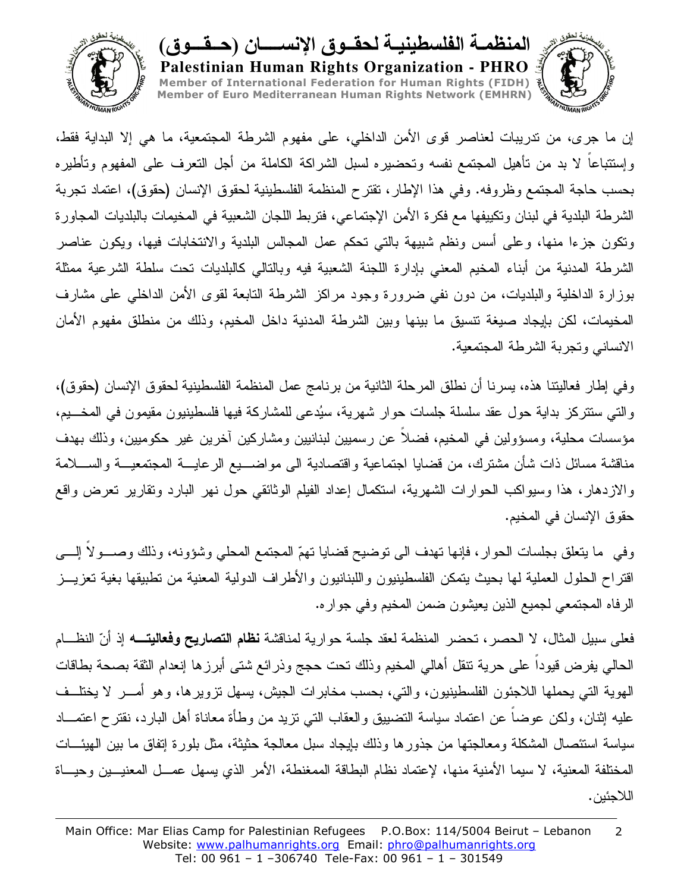إن ما جرى، من تدريبات لعناصر قوى الأمن الداخلي، على مفهوم الشرطة المجتمعية، ما هي إلا البداية فقط، وإستتباعاً لا بد من تأهيل المجتمع نفسه وتحضيره لسبل الشراكة الكاملة من أجل التعرف على المفهوم وتأطيره بحسب حاجة المجتمع وظروفه. وفي هذا الإطار، تقترح المنظمة الفلسطينية لحقوق الإنسان (حقوق)، اعتماد تجربة الشرطة البلدية في لبنان وتكييفها مع فكرة الأمن الإجتماعي، فتربط اللجان الشعبية في المخيمات بالبلديات المجاورة وتكون جزءا منها، وعلى أسس ونظم شبيهة بالتي تحكم عمل المجالس البلدية والانتخابات فيها، ويكون عناصر الشرطة المدنية من أبناء المخيم المعني بإدارة اللجنة الشعبية فيه وبالتالي كالبلديات تحت سلطة الشرعية ممثلة بوزارة الداخلية والبلديات، من دون نفي ضرورة وجود مراكز الشرطة التابعة لقوى الأمن الداخلي على مشارف المخيمات، لكن بإيجاد صيغة تنسيق ما بينها وبين الشرطة المدنية داخل المخيم، وذلك من منطلق مفهوم الأمان الانساني وتجربة الشرطة المجتمعية.

وفي إطار فعاليتنا هذه، يسرنا أن نطلق المرحلة الثانية من برنامج عمل المنظمة الفلسطينية لحقوق الإنسان (حقوق)، والتي ستتركز بداية حول عقد سلسلة جلسات حوار شهرية، سيُدعى للمشاركة فيها فلسطينيون مقيمون في المخيم، مؤسسات محلية، ومسؤولين في المخيم، فضلاً عن رسميين لبنانيين ومشاركين آخرين غير حكوميين، وذلك بهدف مناقشة مسائل ذات شأن مشترك، من قضايا اجتماعية واقتصادية الى مواضيع الرعاية المجتمعية والسلامة والازدهار، هذا وسيواكب الحوارات الشهرية، استكمال إعداد الفيلم الوثائقي حول نهر البارد وتقارير تعرض واقع حقوق الإنسان في المخيم.

وفي ما يتعلق بجلسات الحوار، فإنها تهدف الى توضيح قضايا تهمّ المجتمع المحلي وشؤونه، وذلك وصولاً إلى اقتراح الحلول العملية لها بحيث يتمكن الفلسطينيون واللبنانيون والأطراف الدولية المعنية من تطبيقها بغية تعزيز الرفاه المجتمعي لجميع الذين يعيشون ضمن المخيم وفي جواره.

فعلى سبيل المثال، لا الحصر، تحضر المنظمة لعقد جلسة حوارية لمناقشة **نظام التصاريح وفعاليته** إذ أنّ النظام الحالي يفرض قيوداً على حرية تنقل أهالي المخيم وذلك تحت حجج وذرائع شتى أبرزها إنعدام الثقة بصحة بطاقات الهوية التي يحملها اللاجئون الفلسطينيون، والتي، بحسب مخابرات الجيش، يسهل تزويرها، وهو أمر لا يختلف عليه إثنان، ولكن عوضاً عن اعتماد سياسة التضييق والعقاب التي تزيد من وطأة معاناة أهل البارد، نقترح اعتماد سياسة استئصال المشكلة ومعالجتها من جذورها وذلك بإيجاد سبل معالجة حثيثة، مثل بلورة إتفاق ما بين الهيئات المختلفة المعنية، لا سيما الأمنية منها، لإعتماد نظام البطاقة الممغنطة، الأمر الذي يسهل عمل المعنيين وحياة اللاجئين.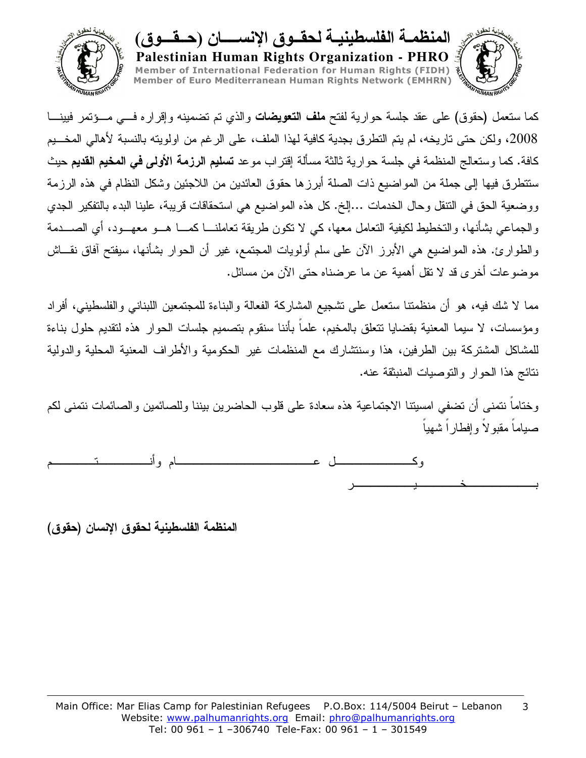كما ستعمل (حقوق) على عقد جلسة حوارية لفتح **ملف التعويضات** والذي تم تضمينه وإقراره في مؤتمر فيينا 2008، ولكن حتى تاريخه، لم يتم التطرق بجدية كافية لهذا الملف، على الرغم من اولويته بالنسبة لأهالي المخيم كافة. كما وستعالج المنظمة في جلسة حوارية ثالثة مسألة إقتراب موعد **تسليم الرزمة الأولى في المخيم القديم** حيث ستتطرق فيها إلى جملة من المواضيع ذات الصلة أبرزها حقوق العائدين من اللاجئين وشكل النظام في هذه الرزمة ووضعية الحق في التنقل وحال الخدمات ...إلخ. كل هذه المواضيع هي استحقاقات قريبة، علينا البدء بالتفكير الجدي والجماعي بشأنها، والتخطيط لكيفية التعامل معها، كي لا تكون طريقة تعاملنا كما هو معهود، أي الصدمة والطوارئ. هذه المواضيع هي الأبرز الآن على سلم أولويات المجتمع، غير أن الحوار بشأنها، سيفتح آفاق نقاش موضوعات أخرى قد لا تقل أهمية عن ما عرضناه حتى الآن من مسائل.

مما لا شك فيه، هو أن منظمتنا ستعمل على تشجيع المشاركة الفعالة والبناءة للمجتمعين اللبناني والفلسطيني، أفراد ومؤسسات، لا سيما المعنية بقضايا تتعلق بالمخيم، علماً بأننا سنقوم بتصميم جلسات الحوار هذه لتقديم حلول بناءة للمشاكل المشتركة بين الطرفين، هذا وسنتشارك مع المنظمات غير الحكومية والأطراف المعنية المحلية والدولية نتائج هذا الحوار والتوصيات المنبثقة عنه.

وختاماً نتمنى أن تضفي امسيتنا الاجتماعية هذه سعادة على قلوب الحاضرين بيننا وللصائمين والصائمات نتمنى لكم صياماً مقبولاً وإفطاراً شهياً

وكل عام وأنتم بخير

**المنظمة الفلسطينية لحقوق الإنسان (حقوق)**